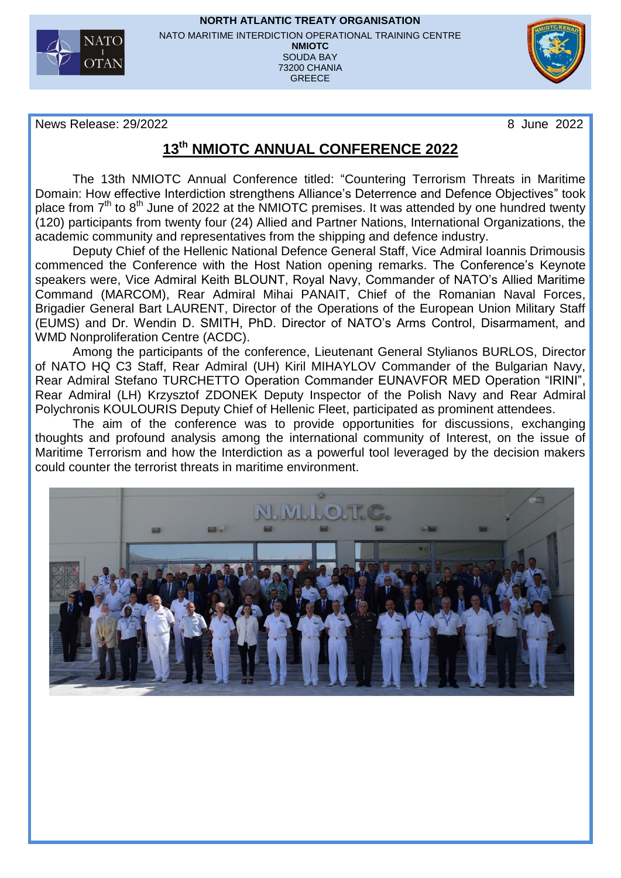**NORTH ATLANTIC TREATY ORGANISATION**
NATO MARITIME INTERDICTION OPERATIONAL TRAINING CENTRE
**NMIOTC**
SOUDA BAY
73200 CHANIA
GREECE

News Release: 29/2022 8 June 2022

# 13th NMIOTC ANNUAL CONFERENCE 2022

The 13th NMIOTC Annual Conference titled: "Countering Terrorism Threats in Maritime Domain: How effective Interdiction strengthens Alliance's Deterrence and Defence Objectives" took place from 7th to 8th June of 2022 at the NMIOTC premises. It was attended by one hundred twenty (120) participants from twenty four (24) Allied and Partner Nations, International Organizations, the academic community and representatives from the shipping and defence industry.

Deputy Chief of the Hellenic National Defence General Staff, Vice Admiral Ioannis Drimousis commenced the Conference with the Host Nation opening remarks. The Conference's Keynote speakers were, Vice Admiral Keith BLOUNT, Royal Navy, Commander of NATO's Allied Maritime Command (MARCOM), Rear Admiral Mihai PANAIT, Chief of the Romanian Naval Forces, Brigadier General Bart LAURENT, Director of the Operations of the European Union Military Staff (EUMS) and Dr. Wendin D. SMITH, PhD. Director of NATO's Arms Control, Disarmament, and WMD Nonproliferation Centre (ACDC).

Among the participants of the conference, Lieutenant General Stylianos BURLOS, Director of NATO HQ C3 Staff, Rear Admiral (UH) Kiril MIHAYLOV Commander of the Bulgarian Navy, Rear Admiral Stefano TURCHETTO Operation Commander EUNAVFOR MED Operation "IRINI", Rear Admiral (LH) Krzysztof ZDONEK Deputy Inspector of the Polish Navy and Rear Admiral Polychronis KOULOURIS Deputy Chief of Hellenic Fleet, participated as prominent attendees.

The aim of the conference was to provide opportunities for discussions, exchanging thoughts and profound analysis among the international community of Interest, on the issue of Maritime Terrorism and how the Interdiction as a powerful tool leveraged by the decision makers could counter the terrorist threats in maritime environment.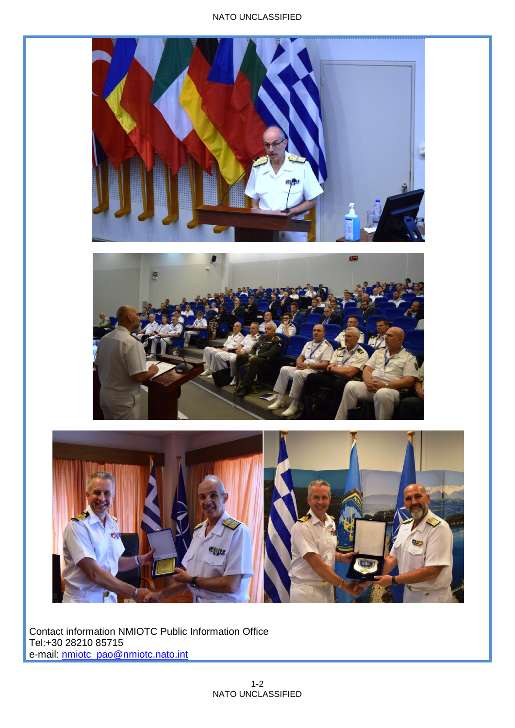Contact information NMIOTC Public Information Office
Tel:+30 28210 85715
e-mail: nmiotc_pao@nmiotc.nato.int